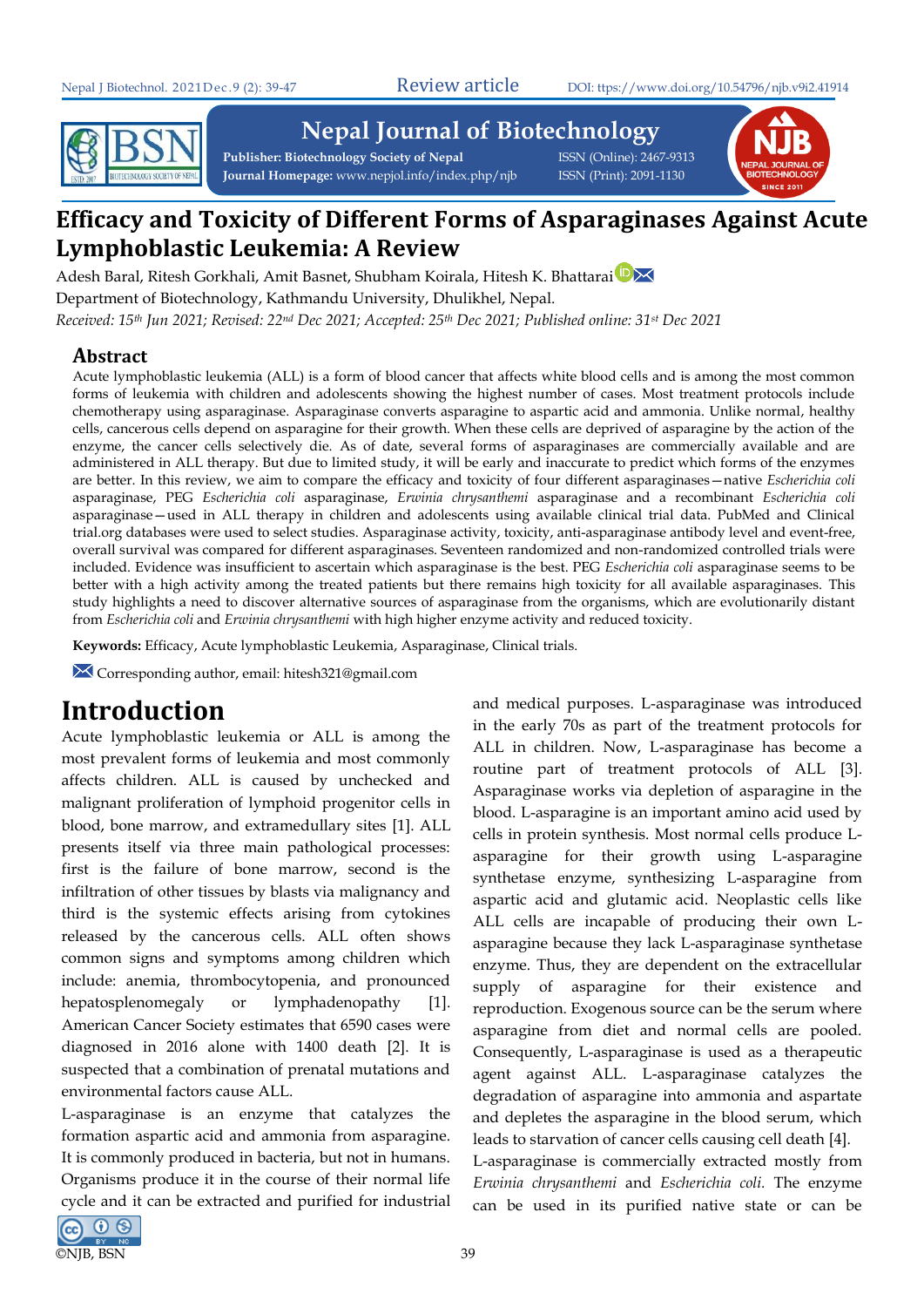# Efficacy and Toxicity of Different Forms of Asparaginases Against Acute Lymphoblastic Leukemia: A Review

Adesh Baral, Ritesh Gorkhali, Amit Basnet, Shubham Koirala, Hitesh K. Bhattarai

Department of Biotechnology, Kathmandu University, Dhulikhel, Nepal.

*Received: 15th Jun 2021; Revised: 22nd Dec 2021; Accepted: 25th Dec 2021; Published online: 31st Dec 2021*

## Abstract

Acute lymphoblastic leukemia (ALL) is a form of blood cancer that affects white blood cells and is among the most common forms of leukemia with children and adolescents showing the highest number of cases. Most treatment protocols include chemotherapy using asparaginase. Asparaginase converts asparagine to aspartic acid and ammonia. Unlike normal, healthy cells, cancerous cells depend on asparagine for their growth. When these cells are deprived of asparagine by the action of the enzyme, the cancer cells selectively die. As of date, several forms of asparaginases are commercially available and are administered in ALL therapy. But due to limited study, it will be early and inaccurate to predict which forms of the enzymes are better. In this review, we aim to compare the efficacy and toxicity of four different asparaginases—native *Escherichia coli* asparaginase, PEG *Escherichia coli* asparaginase, *Erwinia chrysanthemi* asparaginase and a recombinant *Escherichia coli* asparaginase—used in ALL therapy in children and adolescents using available clinical trial data. PubMed and Clinical trial.org databases were used to select studies. Asparaginase activity, toxicity, anti-asparaginase antibody level and event-free, overall survival was compared for different asparaginases. Seventeen randomized and non-randomized controlled trials were included. Evidence was insufficient to ascertain which asparaginase is the best. PEG *Escherichia coli* asparaginase seems to be better with a high activity among the treated patients but there remains high toxicity for all available asparaginases. This study highlights a need to discover alternative sources of asparaginase from the organisms, which are evolutionarily distant from *Escherichia coli* and *Erwinia chrysanthemi* with high higher enzyme activity and reduced toxicity.

**Keywords:** Efficacy, Acute lymphoblastic Leukemia, Asparaginase, Clinical trials.

Corresponding author, email: hitesh321@gmail.com

## Introduction

Acute lymphoblastic leukemia or ALL is among the most prevalent forms of leukemia and most commonly affects children. ALL is caused by unchecked and malignant proliferation of lymphoid progenitor cells in blood, bone marrow, and extramedullary sites [1]. ALL presents itself via three main pathological processes: first is the failure of bone marrow, second is the infiltration of other tissues by blasts via malignancy and third is the systemic effects arising from cytokines released by the cancerous cells. ALL often shows common signs and symptoms among children which include: anemia, thrombocytopenia, and pronounced hepatosplenomegaly or lymphadenopathy [1]. American Cancer Society estimates that 6590 cases were diagnosed in 2016 alone with 1400 death [2]. It is suspected that a combination of prenatal mutations and environmental factors cause ALL.

L-asparaginase is an enzyme that catalyzes the formation aspartic acid and ammonia from asparagine. It is commonly produced in bacteria, but not in humans. Organisms produce it in the course of their normal life cycle and it can be extracted and purified for industrial and medical purposes. L-asparaginase was introduced in the early 70s as part of the treatment protocols for ALL in children. Now, L-asparaginase has become a routine part of treatment protocols of ALL [3]. Asparaginase works via depletion of asparagine in the blood. L-asparagine is an important amino acid used by cells in protein synthesis. Most normal cells produce L-asparagine for their growth using L-asparagine synthetase enzyme, synthesizing L-asparagine from aspartic acid and glutamic acid. Neoplastic cells like ALL cells are incapable of producing their own L-asparagine because they lack L-asparaginase synthetase enzyme. Thus, they are dependent on the extracellular supply of asparagine for their existence and reproduction. Exogenous source can be the serum where asparagine from diet and normal cells are pooled. Consequently, L-asparaginase is used as a therapeutic agent against ALL. L-asparaginase catalyzes the degradation of asparagine into ammonia and aspartate and depletes the asparagine in the blood serum, which leads to starvation of cancer cells causing cell death [4].

L-asparaginase is commercially extracted mostly from *Erwinia chrysanthemi* and *Escherichia coli.* The enzyme can be used in its purified native state or can be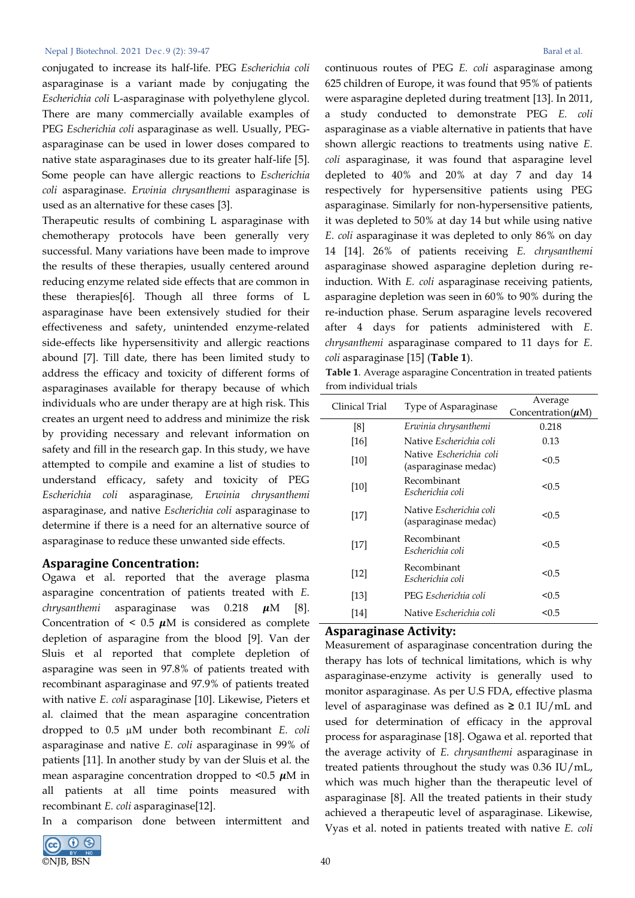conjugated to increase its half-life. PEG *Escherichia coli* asparaginase is a variant made by conjugating the *Escherichia coli* L-asparaginase with polyethylene glycol. There are many commercially available examples of PEG *Escherichia coli* asparaginase as well. Usually, PEG-asparaginase can be used in lower doses compared to native state asparaginases due to its greater half-life [5]. Some people can have allergic reactions to *Escherichia coli* asparaginase. *Erwinia chrysanthemi* asparaginase is used as an alternative for these cases [3].

Therapeutic results of combining L asparaginase with chemotherapy protocols have been generally very successful. Many variations have been made to improve the results of these therapies, usually centered around reducing enzyme related side effects that are common in these therapies[6]. Though all three forms of L asparaginase have been extensively studied for their effectiveness and safety, unintended enzyme-related side-effects like hypersensitivity and allergic reactions abound [7]. Till date, there has been limited study to address the efficacy and toxicity of different forms of asparaginases available for therapy because of which individuals who are under therapy are at high risk. This creates an urgent need to address and minimize the risk by providing necessary and relevant information on safety and fill in the research gap. In this study, we have attempted to compile and examine a list of studies to understand efficacy, safety and toxicity of PEG *Escherichia coli* asparaginase, *Erwinia chrysanthemi* asparaginase, and native *Escherichia coli* asparaginase to determine if there is a need for an alternative source of asparaginase to reduce these unwanted side effects.

## Asparagine Concentration:

Ogawa et al. reported that the average plasma asparagine concentration of patients treated with *E. chrysanthemi* asparaginase was 0.218 $\mu$M [8]. Concentration of < 0.5 $\mu$M is considered as complete depletion of asparagine from the blood [9]. Van der Sluis et al reported that complete depletion of asparagine was seen in 97.8% of patients treated with recombinant asparaginase and 97.9% of patients treated with native *E. coli* asparaginase [10]. Likewise, Pieters et al. claimed that the mean asparagine concentration dropped to 0.5 µM under both recombinant *E. coli* asparaginase and native *E. coli* asparaginase in 99% of patients [11]. In another study by van der Sluis et al. the mean asparagine concentration dropped to <0.5 $\mu$M in all patients at all time points measured with recombinant *E. coli* asparaginase[12].

In a comparison done between intermittent and continuous routes of PEG *E. coli* asparaginase among 625 children of Europe, it was found that 95% of patients were asparagine depleted during treatment [13]. In 2011, a study conducted to demonstrate PEG *E. coli* asparaginase as a viable alternative in patients that have shown allergic reactions to treatments using native *E. coli* asparaginase, it was found that asparagine level depleted to 40% and 20% at day 7 and day 14 respectively for hypersensitive patients using PEG asparaginase. Similarly for non-hypersensitive patients, it was depleted to 50% at day 14 but while using native *E. coli* asparaginase it was depleted to only 86% on day 14 [14]. 26% of patients receiving *E. chrysanthemi* asparaginase showed asparagine depletion during re-induction. With *E. coli* asparaginase receiving patients, asparagine depletion was seen in 60% to 90% during the re-induction phase. Serum asparagine levels recovered after 4 days for patients administered with *E. chrysanthemi* asparaginase compared to 11 days for *E. coli* asparaginase [15] (**Table 1**).

**Table 1**. Average asparagine Concentration in treated patients from individual trials

| Clinical Trial | Type of Asparaginase | Average Concentration($\mu$M) |
|---|---|---|
| [8] | *Erwinia chrysanthemi* | 0.218 |
| [16] | Native *Escherichia coli* | 0.13 |
| [10] | Native *Escherichia coli* (asparaginase medac) | <0.5 |
| [10] | Recombinant *Escherichia coli* | <0.5 |
| [17] | Native *Escherichia coli* (asparaginase medac) | <0.5 |
| [17] | Recombinant *Escherichia coli* | <0.5 |
| [12] | Recombinant *Escherichia coli* | <0.5 |
| [13] | PEG *Escherichia coli* | <0.5 |
| [14] | Native *Escherichia coli* | <0.5 |

## Asparaginase Activity:

Measurement of asparaginase concentration during the therapy has lots of technical limitations, which is why asparaginase-enzyme activity is generally used to monitor asparaginase. As per U.S FDA, effective plasma level of asparaginase was defined as ≥ 0.1 IU/mL and used for determination of efficacy in the approval process for asparaginase [18]. Ogawa et al. reported that the average activity of *E. chrysanthemi* asparaginase in treated patients throughout the study was 0.36 IU/mL, which was much higher than the therapeutic level of asparaginase [8]. All the treated patients in their study achieved a therapeutic level of asparaginase. Likewise, Vyas et al. noted in patients treated with native *E. coli*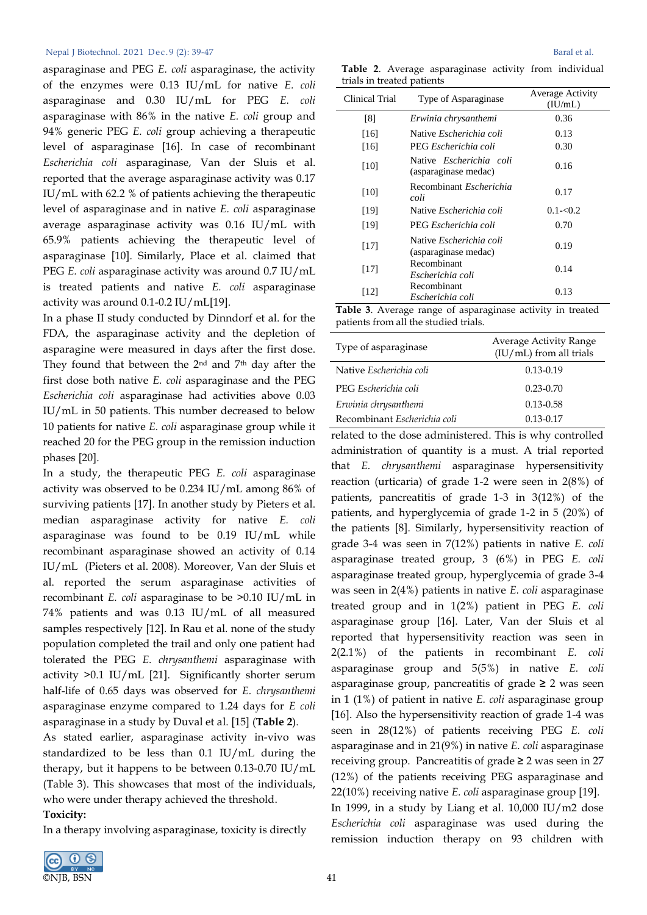asparaginase and PEG *E. coli* asparaginase, the activity of the enzymes were 0.13 IU/mL for native *E. coli* asparaginase and 0.30 IU/mL for PEG *E. coli* asparaginase with 86% in the native *E. coli* group and 94% generic PEG *E. coli* group achieving a therapeutic level of asparaginase [16]. In case of recombinant *Escherichia coli* asparaginase, Van der Sluis et al. reported that the average asparaginase activity was 0.17 IU/mL with 62.2 % of patients achieving the therapeutic level of asparaginase and in native *E. coli* asparaginase average asparaginase activity was 0.16 IU/mL with 65.9% patients achieving the therapeutic level of asparaginase [10]. Similarly, Place et al. claimed that PEG *E. coli* asparaginase activity was around 0.7 IU/mL is treated patients and native *E. coli* asparaginase activity was around 0.1-0.2 IU/mL[19].

In a phase II study conducted by Dinndorf et al. for the FDA, the asparaginase activity and the depletion of asparagine were measured in days after the first dose. They found that between the 2nd and 7th day after the first dose both native *E. coli* asparaginase and the PEG *Escherichia coli* asparaginase had activities above 0.03 IU/mL in 50 patients. This number decreased to below 10 patients for native *E. coli* asparaginase group while it reached 20 for the PEG group in the remission induction phases [20].

In a study, the therapeutic PEG *E. coli* asparaginase activity was observed to be 0.234 IU/mL among 86% of surviving patients [17]. In another study by Pieters et al. median asparaginase activity for native *E. coli* asparaginase was found to be 0.19 IU/mL while recombinant asparaginase showed an activity of 0.14 IU/mL (Pieters et al. 2008). Moreover, Van der Sluis et al. reported the serum asparaginase activities of recombinant *E. coli* asparaginase to be >0.10 IU/mL in 74% patients and was 0.13 IU/mL of all measured samples respectively [12]. In Rau et al. none of the study population completed the trail and only one patient had tolerated the PEG *E. chrysanthemi* asparaginase with activity >0.1 IU/mL [21]. Significantly shorter serum half-life of 0.65 days was observed for *E. chrysanthemi* asparaginase enzyme compared to 1.24 days for *E coli* asparaginase in a study by Duval et al. [15] (**Table 2**).

As stated earlier, asparaginase activity in-vivo was standardized to be less than 0.1 IU/mL during the therapy, but it happens to be between 0.13-0.70 IU/mL (Table 3). This showcases that most of the individuals, who were under therapy achieved the threshold.

**Table 2**. Average asparaginase activity from individual trials in treated patients

| Clinical Trial | Type of Asparaginase | Average Activity (IU/mL) |
|---|---|---|
| [8] | *Erwinia chrysanthemi* | 0.36 |
| [16] | Native *Escherichia coli* | 0.13 |
| [16] | PEG *Escherichia coli* | 0.30 |
| [10] | Native *Escherichia coli* (asparaginase medac) | 0.16 |
| [10] | Recombinant *Escherichia coli* | 0.17 |
| [19] | Native *Escherichia coli* | 0.1-<0.2 |
| [19] | PEG *Escherichia coli* | 0.70 |
| [17] | Native *Escherichia coli* (asparaginase medac) | 0.19 |
| [17] | Recombinant *Escherichia coli* | 0.14 |
| [12] | Recombinant *Escherichia coli* | 0.13 |

**Table 3**. Average range of asparaginase activity in treated patients from all the studied trials.

| Type of asparaginase | Average Activity Range (IU/mL) from all trials |
|---|---|
| Native *Escherichia coli* | 0.13-0.19 |
| PEG *Escherichia coli* | 0.23-0.70 |
| *Erwinia chrysanthemi* | 0.13-0.58 |
| Recombinant *Escherichia coli* | 0.13-0.17 |

**Toxicity:**

In a therapy involving asparaginase, toxicity is directly related to the dose administered. This is why controlled administration of quantity is a must. A trial reported that *E. chrysanthemi* asparaginase hypersensitivity reaction (urticaria) of grade 1-2 were seen in 2(8%) of patients, pancreatitis of grade 1-3 in 3(12%) of the patients, and hyperglycemia of grade 1-2 in 5 (20%) of the patients [8]. Similarly, hypersensitivity reaction of grade 3-4 was seen in 7(12%) patients in native *E. coli* asparaginase treated group, 3 (6%) in PEG *E. coli* asparaginase treated group, hyperglycemia of grade 3-4 was seen in 2(4%) patients in native *E. coli* asparaginase treated group and in 1(2%) patient in PEG *E. coli* asparaginase group [16]. Later, Van der Sluis et al reported that hypersensitivity reaction was seen in 2(2.1%) of the patients in recombinant *E. coli* asparaginase group and 5(5%) in native *E. coli* asparaginase group, pancreatitis of grade ≥ 2 was seen in 1 (1%) of patient in native *E. coli* asparaginase group [16]. Also the hypersensitivity reaction of grade 1-4 was seen in 28(12%) of patients receiving PEG *E. coli* asparaginase and in 21(9%) in native *E. coli* asparaginase receiving group. Pancreatitis of grade ≥ 2 was seen in 27 (12%) of the patients receiving PEG asparaginase and 22(10%) receiving native *E. coli* asparaginase group [19]. In 1999, in a study by Liang et al. 10,000 IU/m2 dose *Escherichia coli* asparaginase was used during the remission induction therapy on 93 children with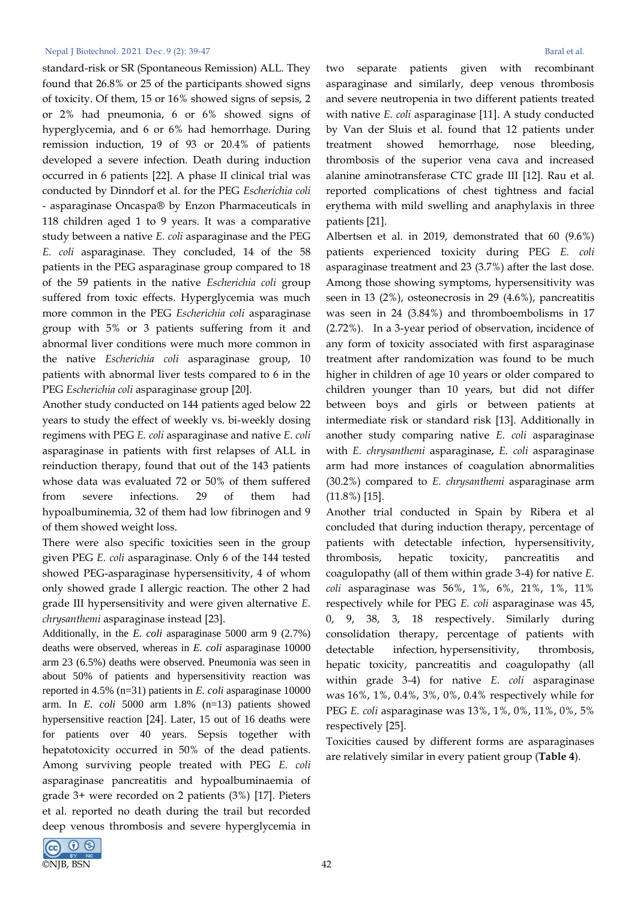standard-risk or SR (Spontaneous Remission) ALL. They found that 26.8% or 25 of the participants showed signs of toxicity. Of them, 15 or 16% showed signs of sepsis, 2 or 2% had pneumonia, 6 or 6% showed signs of hyperglycemia, and 6 or 6% had hemorrhage. During remission induction, 19 of 93 or 20.4% of patients developed a severe infection. Death during induction occurred in 6 patients [22]. A phase II clinical trial was conducted by Dinndorf et al. for the PEG *Escherichia coli* - asparaginase Oncaspa® by Enzon Pharmaceuticals in 118 children aged 1 to 9 years. It was a comparative study between a native *E. coli* asparaginase and the PEG *E. coli* asparaginase. They concluded, 14 of the 58 patients in the PEG asparaginase group compared to 18 of the 59 patients in the native *Escherichia coli* group suffered from toxic effects. Hyperglycemia was much more common in the PEG *Escherichia coli* asparaginase group with 5% or 3 patients suffering from it and abnormal liver conditions were much more common in the native *Escherichia coli* asparaginase group, 10 patients with abnormal liver tests compared to 6 in the PEG *Escherichia coli* asparaginase group [20].

Another study conducted on 144 patients aged below 22 years to study the effect of weekly vs. bi-weekly dosing regimens with PEG *E. coli* asparaginase and native *E. coli* asparaginase in patients with first relapses of ALL in reinduction therapy, found that out of the 143 patients whose data was evaluated 72 or 50% of them suffered from severe infections. 29 of them had hypoalbuminemia, 32 of them had low fibrinogen and 9 of them showed weight loss.

There were also specific toxicities seen in the group given PEG *E. coli* asparaginase. Only 6 of the 144 tested showed PEG-asparaginase hypersensitivity, 4 of whom only showed grade I allergic reaction. The other 2 had grade III hypersensitivity and were given alternative *E. chrysanthemi* asparaginase instead [23].

Additionally, in the *E. coli* asparaginase 5000 arm 9 (2.7%) deaths were observed, whereas in *E. coli* asparaginase 10000 arm 23 (6.5%) deaths were observed. Pneumonia was seen in about 50% of patients and hypersensitivity reaction was reported in 4.5% (n=31) patients in *E. coli* asparaginase 10000 arm. In *E. coli* 5000 arm 1.8% (n=13) patients showed hypersensitive reaction [24]. Later, 15 out of 16 deaths were for patients over 40 years. Sepsis together with hepatotoxicity occurred in 50% of the dead patients. Among surviving people treated with PEG *E. coli* asparaginase pancreatitis and hypoalbuminaemia of grade 3+ were recorded on 2 patients (3%) [17]. Pieters et al. reported no death during the trail but recorded deep venous thrombosis and severe hyperglycemia in two separate patients given with recombinant asparaginase and similarly, deep venous thrombosis and severe neutropenia in two different patients treated with native *E. coli* asparaginase [11]. A study conducted by Van der Sluis et al. found that 12 patients under treatment showed hemorrhage, nose bleeding, thrombosis of the superior vena cava and increased alanine aminotransferase CTC grade III [12]. Rau et al. reported complications of chest tightness and facial erythema with mild swelling and anaphylaxis in three patients [21].

Albertsen et al. in 2019, demonstrated that 60 (9.6%) patients experienced toxicity during PEG *E. coli* asparaginase treatment and 23 (3.7%) after the last dose. Among those showing symptoms, hypersensitivity was seen in 13 (2%), osteonecrosis in 29 (4.6%), pancreatitis was seen in 24 (3.84%) and thromboembolisms in 17 (2.72%). In a 3-year period of observation, incidence of any form of toxicity associated with first asparaginase treatment after randomization was found to be much higher in children of age 10 years or older compared to children younger than 10 years, but did not differ between boys and girls or between patients at intermediate risk or standard risk [13]. Additionally in another study comparing native *E. coli* asparaginase with *E. chrysanthemi* asparaginase, *E. coli* asparaginase arm had more instances of coagulation abnormalities (30.2%) compared to *E. chrysanthemi* asparaginase arm (11.8%) [15].

Another trial conducted in Spain by Ribera et al concluded that during induction therapy, percentage of patients with detectable infection, hypersensitivity, thrombosis, hepatic toxicity, pancreatitis and coagulopathy (all of them within grade 3-4) for native *E. coli* asparaginase was 56%, 1%, 6%, 21%, 1%, 11% respectively while for PEG *E. coli* asparaginase was 45, 0, 9, 38, 3, 18 respectively. Similarly during consolidation therapy, percentage of patients with detectable infection, hypersensitivity, thrombosis, hepatic toxicity, pancreatitis and coagulopathy (all within grade 3-4) for native *E. coli* asparaginase was 16%, 1%, 0.4%, 3%, 0%, 0.4% respectively while for PEG *E. coli* asparaginase was 13%, 1%, 0%, 11%, 0%, 5% respectively [25].

Toxicities caused by different forms are asparaginases are relatively similar in every patient group (**Table 4**).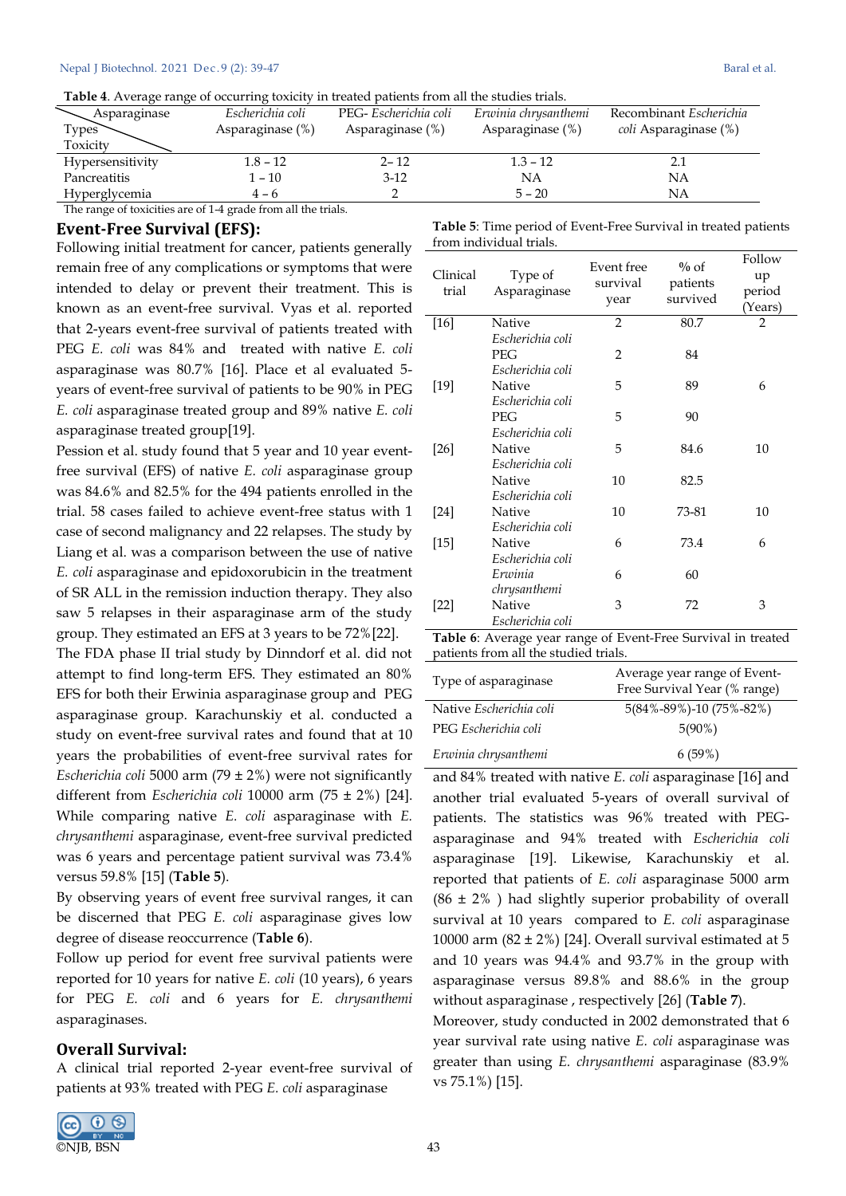**Table 4**. Average range of occurring toxicity in treated patients from all the studies trials.

| Asparaginase Types / Toxicity | *Escherichia coli* Asparaginase (%) | PEG- *Escherichia coli* Asparaginase (%) | *Erwinia chrysanthemi* Asparaginase (%) | Recombinant *Escherichia coli* Asparaginase (%) |
|---|---|---|---|---|
| Hypersensitivity | 1.8 – 12 | 2– 12 | 1.3 – 12 | 2.1 |
| Pancreatitis | 1 – 10 | 3-12 | NA | NA |
| Hyperglycemia | 4 – 6 | 2 | 5 – 20 | NA |

The range of toxicities are of 1-4 grade from all the trials.

## Event-Free Survival (EFS):

Following initial treatment for cancer, patients generally remain free of any complications or symptoms that were intended to delay or prevent their treatment. This is known as an event-free survival. Vyas et al. reported that 2-years event-free survival of patients treated with PEG *E. coli* was 84% and treated with native *E. coli* asparaginase was 80.7% [16]. Place et al evaluated 5-years of event-free survival of patients to be 90% in PEG *E. coli* asparaginase treated group and 89% native *E. coli* asparaginase treated group[19].

Pession et al. study found that 5 year and 10 year event-free survival (EFS) of native *E. coli* asparaginase group was 84.6% and 82.5% for the 494 patients enrolled in the trial. 58 cases failed to achieve event-free status with 1 case of second malignancy and 22 relapses. The study by Liang et al. was a comparison between the use of native *E. coli* asparaginase and epidoxorubicin in the treatment of SR ALL in the remission induction therapy. They also saw 5 relapses in their asparaginase arm of the study group. They estimated an EFS at 3 years to be 72%[22].

The FDA phase II trial study by Dinndorf et al. did not attempt to find long-term EFS. They estimated an 80% EFS for both their Erwinia asparaginase group and PEG asparaginase group. Karachunskiy et al. conducted a study on event-free survival rates and found that at 10 years the probabilities of event-free survival rates for *Escherichia coli* 5000 arm (79 ± 2%) were not significantly different from *Escherichia coli* 10000 arm (75 ± 2%) [24]. While comparing native *E. coli* asparaginase with *E. chrysanthemi* asparaginase, event-free survival predicted was 6 years and percentage patient survival was 73.4% versus 59.8% [15] (**Table 5**).

By observing years of event free survival ranges, it can be discerned that PEG *E. coli* asparaginase gives low degree of disease reoccurrence (**Table 6**).

Follow up period for event free survival patients were reported for 10 years for native *E. coli* (10 years), 6 years for PEG *E. coli* and 6 years for *E. chrysanthemi* asparaginases.

**Table 5**: Time period of Event-Free Survival in treated patients from individual trials.

| Clinical trial | Type of Asparaginase | Event free survival year | % of patients survived | Follow up period (Years) |
|---|---|---|---|---|
| [16] | Native *Escherichia coli* | 2 | 80.7 | 2 |
| | PEG *Escherichia coli* | 2 | 84 | |
| [19] | Native *Escherichia coli* | 5 | 89 | 6 |
| | PEG *Escherichia coli* | 5 | 90 | |
| [26] | Native *Escherichia coli* | 5 | 84.6 | 10 |
| | Native *Escherichia coli* | 10 | 82.5 | |
| [24] | Native *Escherichia coli* | 10 | 73-81 | 10 |
| [15] | Native *Escherichia coli* | 6 | 73.4 | 6 |
| | *Erwinia chrysanthemi* | 6 | 60 | |
| [22] | Native *Escherichia coli* | 3 | 72 | 3 |

**Table 6**: Average year range of Event-Free Survival in treated patients from all the studied trials.

| Type of asparaginase | Average year range of Event-Free Survival Year (% range) |
|---|---|
| Native *Escherichia coli* | 5(84%-89%)-10 (75%-82%) |
| PEG *Escherichia coli* | 5(90%) |
| *Erwinia chrysanthemi* | 6 (59%) |

## Overall Survival:

A clinical trial reported 2-year event-free survival of patients at 93% treated with PEG *E. coli* asparaginase and 84% treated with native *E. coli* asparaginase [16] and another trial evaluated 5-years of overall survival of patients. The statistics was 96% treated with PEG-asparaginase and 94% treated with *Escherichia coli* asparaginase [19]. Likewise, Karachunskiy et al. reported that patients of *E. coli* asparaginase 5000 arm (86 ± 2% ) had slightly superior probability of overall survival at 10 years compared to *E. coli* asparaginase 10000 arm (82 ± 2%) [24]. Overall survival estimated at 5 and 10 years was 94.4% and 93.7% in the group with asparaginase versus 89.8% and 88.6% in the group without asparaginase , respectively [26] (**Table 7**).

Moreover, study conducted in 2002 demonstrated that 6 year survival rate using native *E. coli* asparaginase was greater than using *E. chrysanthemi* asparaginase (83.9% vs 75.1%) [15].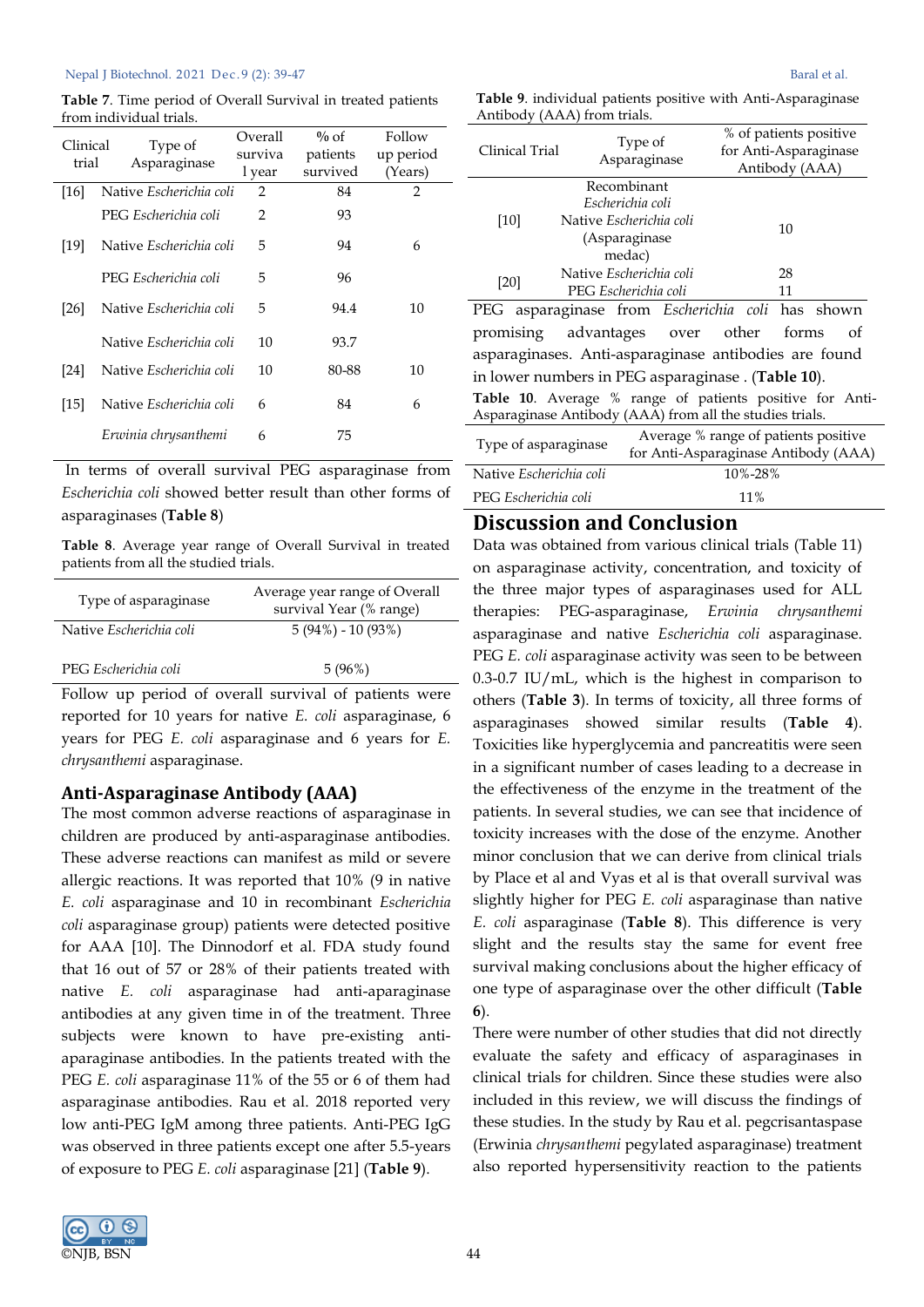**Table 7**. Time period of Overall Survival in treated patients from individual trials.

| Clinical trial | Type of Asparaginase | Overall surviva 1 year | % of patients survived | Follow up period (Years) |
|---|---|---|---|---|
| [16] | Native *Escherichia coli* | 2 | 84 | 2 |
| | PEG *Escherichia coli* | 2 | 93 | |
| [19] | Native *Escherichia coli* | 5 | 94 | 6 |
| | PEG *Escherichia coli* | 5 | 96 | |
| [26] | Native *Escherichia coli* | 5 | 94.4 | 10 |
| | Native *Escherichia coli* | 10 | 93.7 | |
| [24] | Native *Escherichia coli* | 10 | 80-88 | 10 |
| [15] | Native *Escherichia coli* | 6 | 84 | 6 |
| | *Erwinia chrysanthemi* | 6 | 75 | |

In terms of overall survival PEG asparaginase from *Escherichia coli* showed better result than other forms of asparaginases (**Table 8**)

**Table 8**. Average year range of Overall Survival in treated patients from all the studied trials.

| Type of asparaginase | Average year range of Overall survival Year (% range) |
|---|---|
| Native *Escherichia coli* | 5 (94%) - 10 (93%) |
| PEG *Escherichia coli* | 5 (96%) |

Follow up period of overall survival of patients were reported for 10 years for native *E. coli* asparaginase, 6 years for PEG *E. coli* asparaginase and 6 years for *E. chrysanthemi* asparaginase.

### Anti-Asparaginase Antibody (AAA)

The most common adverse reactions of asparaginase in children are produced by anti-asparaginase antibodies. These adverse reactions can manifest as mild or severe allergic reactions. It was reported that 10% (9 in native *E. coli* asparaginase and 10 in recombinant *Escherichia coli* asparaginase group) patients were detected positive for AAA [10]. The Dinnodorf et al. FDA study found that 16 out of 57 or 28% of their patients treated with native *E. coli* asparaginase had anti-aparaginase antibodies at any given time in of the treatment. Three subjects were known to have pre-existing anti-aparaginase antibodies. In the patients treated with the PEG *E. coli* asparaginase 11% of the 55 or 6 of them had asparaginase antibodies. Rau et al. 2018 reported very low anti-PEG IgM among three patients. Anti-PEG IgG was observed in three patients except one after 5.5-years of exposure to PEG *E. coli* asparaginase [21] (**Table 9**).

**Table 9**. individual patients positive with Anti-Asparaginase Antibody (AAA) from trials.

| Clinical Trial | Type of Asparaginase | % of patients positive for Anti-Asparaginase Antibody (AAA) |
|---|---|---|
| [10] | Recombinant *Escherichia coli* Native *Escherichia coli* (Asparaginase medac) | 10 |
| [20] | Native *Escherichia coli* | 28 |
| | PEG *Escherichia coli* | 11 |

PEG asparaginase from *Escherichia coli* has shown promising advantages over other forms of asparaginases. Anti-asparaginase antibodies are found in lower numbers in PEG asparaginase . (**Table 10**).

**Table 10**. Average % range of patients positive for Anti-Asparaginase Antibody (AAA) from all the studies trials.

| Type of asparaginase | Average % range of patients positive for Anti-Asparaginase Antibody (AAA) |
|---|---|
| Native *Escherichia coli* | 10%-28% |
| PEG *Escherichia coli* | 11% |

## Discussion and Conclusion

Data was obtained from various clinical trials (Table 11) on asparaginase activity, concentration, and toxicity of the three major types of asparaginases used for ALL therapies: PEG-asparaginase, *Erwinia chrysanthemi* asparaginase and native *Escherichia coli* asparaginase. PEG *E. coli* asparaginase activity was seen to be between 0.3-0.7 IU/mL, which is the highest in comparison to others (**Table 3**). In terms of toxicity, all three forms of asparaginases showed similar results (**Table 4**). Toxicities like hyperglycemia and pancreatitis were seen in a significant number of cases leading to a decrease in the effectiveness of the enzyme in the treatment of the patients. In several studies, we can see that incidence of toxicity increases with the dose of the enzyme. Another minor conclusion that we can derive from clinical trials by Place et al and Vyas et al is that overall survival was slightly higher for PEG *E. coli* asparaginase than native *E. coli* asparaginase (**Table 8**). This difference is very slight and the results stay the same for event free survival making conclusions about the higher efficacy of one type of asparaginase over the other difficult (**Table 6**).

There were number of other studies that did not directly evaluate the safety and efficacy of asparaginases in clinical trials for children. Since these studies were also included in this review, we will discuss the findings of these studies. In the study by Rau et al. pegcrisantaspase (Erwinia *chrysanthemi* pegylated asparaginase) treatment also reported hypersensitivity reaction to the patients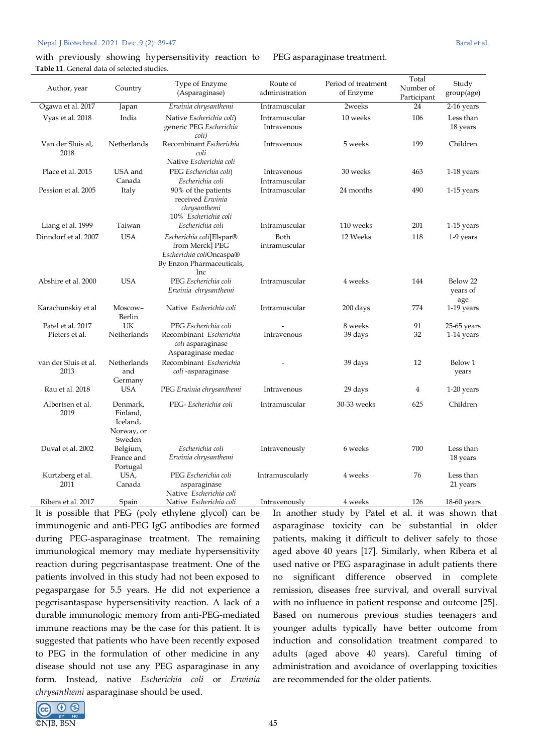with previously showing hypersensitivity reaction to PEG asparaginase treatment.

**Table 11**. General data of selected studies.

| Author, year | Country | Type of Enzyme (Asparaginase) | Route of administration | Period of treatment of Enzyme | Total Number of Participant | Study group(age) |
|---|---|---|---|---|---|---|
| Ogawa et al. 2017 | Japan | *Erwinia chrysanthemi* | Intramuscular | 2weeks | 24 | 2-16 years |
| Vyas et al. 2018 | India | Native *Escherichia coli*) generic PEG *Escherichia coli*) | Intramuscular Intravenous | 10 weeks | 106 | Less than 18 years |
| Van der Sluis al, 2018 | Netherlands | Recombinant *Escherichia coli* Native *Escherichia coli* | Intravenous | 5 weeks | 199 | Children |
| Place et al. 2015 | USA and Canada | PEG *Escherichia coli*) *Escherichia coli* | Intravenous Intramuscular | 30 weeks | 463 | 1-18 years |
| Pession et al. 2005 | Italy | 90% of the patients received *Erwinia chrysanthemi* 10% *Escherichia coli* | Intramuscular | 24 months | 490 | 1-15 years |
| Liang et al. 1999 | Taiwan | *Escherichia coli* | Intramuscular | 110 weeks | 201 | 1-15 years |
| Dinndorf et al. 2007 | USA | *Escherichia coli*[Elspar® from Merck] PEG *Escherichia coli*Oncaspa® By Enzon Pharmaceuticals, Inc | Both intramuscular | 12 Weeks | 118 | 1-9 years |
| Abshire et al. 2000 | USA | PEG *Escherichia coli* *Erwinia chrysanthemi* | Intramuscular | 4 weeks | 144 | Below 22 years of age |
| Karachunskiy et al | Moscow–Berlin | Native *Escherichia coli* | Intramuscular | 200 days | 774 | 1-19 years |
| Patel et al. 2017 | UK | PEG *Escherichia coli* | - | 8 weeks | 91 | 25-65 years |
| Pieters et al. | Netherlands | Recombinant *Escherichia coli* asparaginase Asparaginase medac | Intravenous | 39 days | 32 | 1-14 years |
| van der Sluis et al. 2013 | Netherlands and Germany | Recombinant *Escherichia coli* -asparaginase | - | 39 days | 12 | Below 1 years |
| Rau et al. 2018 | USA | PEG *Erwinia chrysanthemi* | Intravenous | 29 days | 4 | 1-20 years |
| Albertsen et al. 2019 | Denmark, Finland, Iceland, Norway, or Sweden | PEG- *Escherichia coli* | Intramuscular | 30-33 weeks | 625 | Children |
| Duval et al. 2002 | Belgium, France and Portugal | *Escherichia coli* *Erwinia chrysanthemi* | Intravenously | 6 weeks | 700 | Less than 18 years |
| Kurtzberg et al. 2011 | USA, Canada | PEG *Escherichia coli* asparaginase Native *Escherichia coli* | Intramuscularly | 4 weeks | 76 | Less than 21 years |
| Ribera et al. 2017 | Spain | Native *Escherichia coli* | Intravenously | 4 weeks | 126 | 18-60 years |

It is possible that PEG (poly ethylene glycol) can be immunogenic and anti-PEG IgG antibodies are formed during PEG-asparaginase treatment. The remaining immunological memory may mediate hypersensitivity reaction during pegcrisantaspase treatment. One of the patients involved in this study had not been exposed to pegaspargase for 5.5 years. He did not experience a pegcrisantaspase hypersensitivity reaction. A lack of a durable immunologic memory from anti-PEG-mediated immune reactions may be the case for this patient. It is suggested that patients who have been recently exposed to PEG in the formulation of other medicine in any disease should not use any PEG asparaginase in any form. Instead, native *Escherichia coli* or *Erwinia chrysanthemi* asparaginase should be used.

In another study by Patel et al. it was shown that asparaginase toxicity can be substantial in older patients, making it difficult to deliver safely to those aged above 40 years [17]. Similarly, when Ribera et al used native or PEG asparaginase in adult patients there no significant difference observed in complete remission, diseases free survival, and overall survival with no influence in patient response and outcome [25]. Based on numerous previous studies teenagers and younger adults typically have better outcome from induction and consolidation treatment compared to adults (aged above 40 years). Careful timing of administration and avoidance of overlapping toxicities are recommended for the older patients.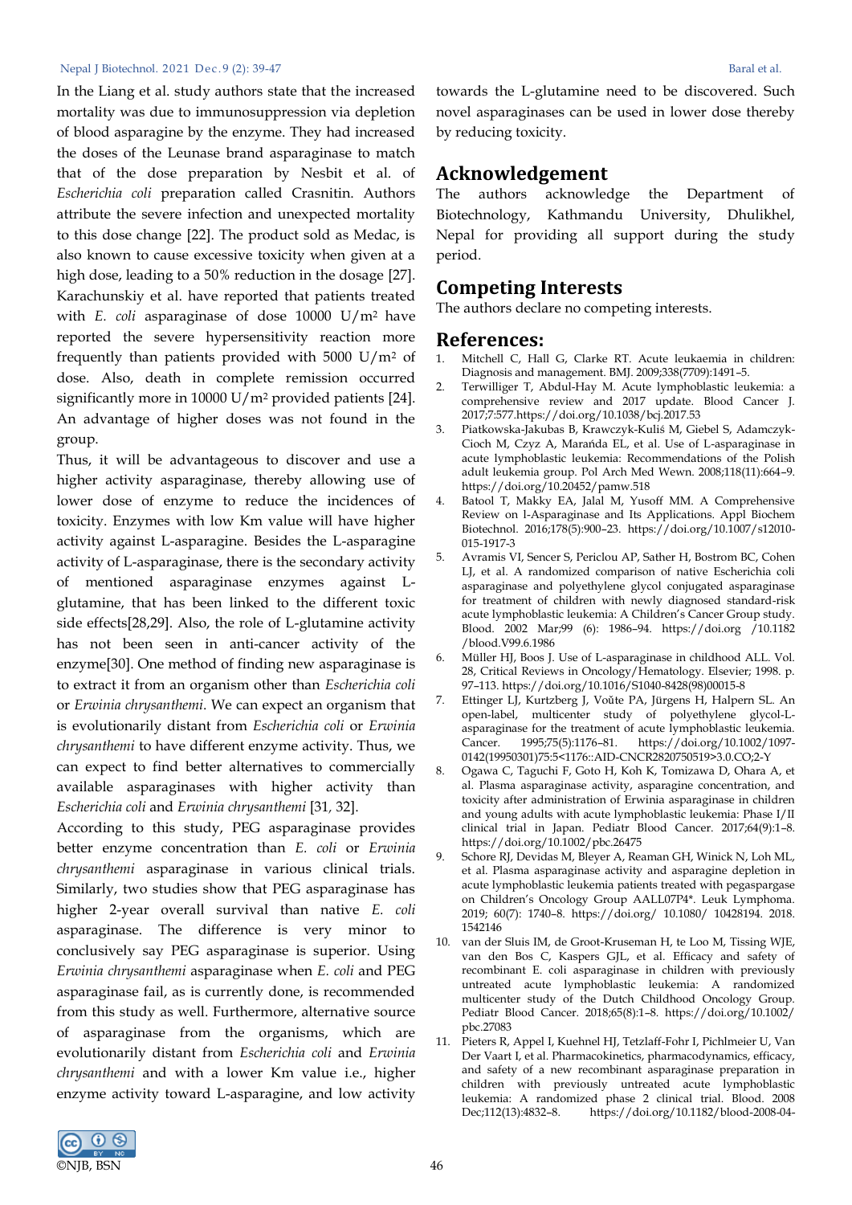In the Liang et al. study authors state that the increased mortality was due to immunosuppression via depletion of blood asparagine by the enzyme. They had increased the doses of the Leunase brand asparaginase to match that of the dose preparation by Nesbit et al. of *Escherichia coli* preparation called Crasnitin. Authors attribute the severe infection and unexpected mortality to this dose change [22]. The product sold as Medac, is also known to cause excessive toxicity when given at a high dose, leading to a 50% reduction in the dosage [27]. Karachunskiy et al. have reported that patients treated with *E. coli* asparaginase of dose 10000 U/m$^2$ have reported the severe hypersensitivity reaction more frequently than patients provided with 5000 U/m$^2$ of dose. Also, death in complete remission occurred significantly more in 10000 U/m$^2$ provided patients [24]. An advantage of higher doses was not found in the group.

Thus, it will be advantageous to discover and use a higher activity asparaginase, thereby allowing use of lower dose of enzyme to reduce the incidences of toxicity. Enzymes with low Km value will have higher activity against L-asparagine. Besides the L-asparagine activity of L-asparaginase, there is the secondary activity of mentioned asparaginase enzymes against L-glutamine, that has been linked to the different toxic side effects[28,29]. Also, the role of L-glutamine activity has not been seen in anti-cancer activity of the enzyme[30]. One method of finding new asparaginase is to extract it from an organism other than *Escherichia coli* or *Erwinia chrysanthemi*. We can expect an organism that is evolutionarily distant from *Escherichia coli* or *Erwinia chrysanthemi* to have different enzyme activity. Thus, we can expect to find better alternatives to commercially available asparaginases with higher activity than *Escherichia coli* and *Erwinia chrysanthemi* [31, 32].

According to this study, PEG asparaginase provides better enzyme concentration than *E. coli* or *Erwinia chrysanthemi* asparaginase in various clinical trials. Similarly, two studies show that PEG asparaginase has higher 2-year overall survival than native *E. coli* asparaginase. The difference is very minor to conclusively say PEG asparaginase is superior. Using *Erwinia chrysanthemi* asparaginase when *E. coli* and PEG asparaginase fail, as is currently done, is recommended from this study as well. Furthermore, alternative source of asparaginase from the organisms, which are evolutionarily distant from *Escherichia coli* and *Erwinia chrysanthemi* and with a lower Km value i.e., higher enzyme activity toward L-asparagine, and low activity towards the L-glutamine need to be discovered. Such novel asparaginases can be used in lower dose thereby by reducing toxicity.

## Acknowledgement

The authors acknowledge the Department of Biotechnology, Kathmandu University, Dhulikhel, Nepal for providing all support during the study period.

## Competing Interests

The authors declare no competing interests.

## References:

1. Mitchell C, Hall G, Clarke RT. Acute leukaemia in children: Diagnosis and management. BMJ. 2009;338(7709):1491–5.
2. Terwilliger T, Abdul-Hay M. Acute lymphoblastic leukemia: a comprehensive review and 2017 update. Blood Cancer J. 2017;7:577.https://doi.org/10.1038/bcj.2017.53
3. Piatkowska-Jakubas B, Krawczyk-Kuliś M, Giebel S, Adamczyk-Cioch M, Czyz A, Marańda EL, et al. Use of L-asparaginase in acute lymphoblastic leukemia: Recommendations of the Polish adult leukemia group. Pol Arch Med Wewn. 2008;118(11):664–9. https://doi.org/10.20452/pamw.518
4. Batool T, Makky EA, Jalal M, Yusoff MM. A Comprehensive Review on l-Asparaginase and Its Applications. Appl Biochem Biotechnol. 2016;178(5):900–23. https://doi.org/10.1007/s12010-015-1917-3
5. Avramis VI, Sencer S, Periclou AP, Sather H, Bostrom BC, Cohen LJ, et al. A randomized comparison of native Escherichia coli asparaginase and polyethylene glycol conjugated asparaginase for treatment of children with newly diagnosed standard-risk acute lymphoblastic leukemia: A Children's Cancer Group study. Blood. 2002 Mar;99 (6): 1986–94. https://doi.org /10.1182 /blood.V99.6.1986
6. Müller HJ, Boos J. Use of L-asparaginase in childhood ALL. Vol. 28, Critical Reviews in Oncology/Hematology. Elsevier; 1998. p. 97–113. https://doi.org/10.1016/S1040-8428(98)00015-8
7. Ettinger LJ, Kurtzberg J, Voûte PA, Jürgens H, Halpern SL. An open-label, multicenter study of polyethylene glycol-L-asparaginase for the treatment of acute lymphoblastic leukemia. Cancer. 1995;75(5):1176–81. https://doi.org/10.1002/1097-0142(19950301)75:5<1176::AID-CNCR2820750519>3.0.CO;2-Y
8. Ogawa C, Taguchi F, Goto H, Koh K, Tomizawa D, Ohara A, et al. Plasma asparaginase activity, asparagine concentration, and toxicity after administration of Erwinia asparaginase in children and young adults with acute lymphoblastic leukemia: Phase I/II clinical trial in Japan. Pediatr Blood Cancer. 2017;64(9):1–8. https://doi.org/10.1002/pbc.26475
9. Schore RJ, Devidas M, Bleyer A, Reaman GH, Winick N, Loh ML, et al. Plasma asparaginase activity and asparagine depletion in acute lymphoblastic leukemia patients treated with pegaspargase on Children's Oncology Group AALL07P4*. Leuk Lymphoma. 2019; 60(7): 1740–8. https://doi.org/ 10.1080/ 10428194. 2018. 1542146
10. van der Sluis IM, de Groot-Kruseman H, te Loo M, Tissing WJE, van den Bos C, Kaspers GJL, et al. Efficacy and safety of recombinant E. coli asparaginase in children with previously untreated acute lymphoblastic leukemia: A randomized multicenter study of the Dutch Childhood Oncology Group. Pediatr Blood Cancer. 2018;65(8):1–8. https://doi.org/10.1002/pbc.27083
11. Pieters R, Appel I, Kuehnel HJ, Tetzlaff-Fohr I, Pichlmeier U, Van Der Vaart I, et al. Pharmacokinetics, pharmacodynamics, efficacy, and safety of a new recombinant asparaginase preparation in children with previously untreated acute lymphoblastic leukemia: A randomized phase 2 clinical trial. Blood. 2008 Dec;112(13):4832–8. https://doi.org/10.1182/blood-2008-04-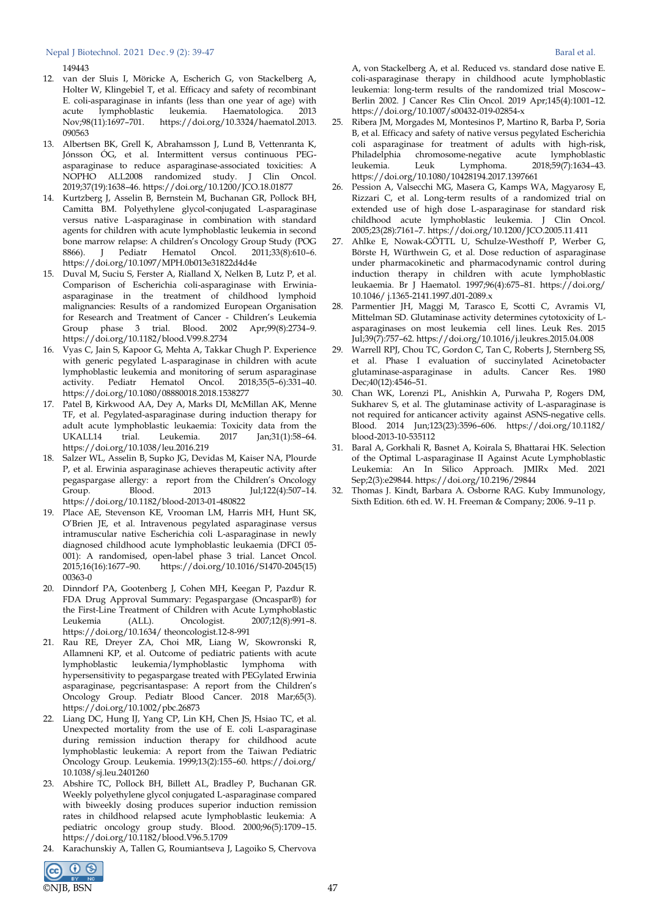149443

12. van der Sluis I, Möricke A, Escherich G, von Stackelberg A, Holter W, Klingebiel T, et al. Efficacy and safety of recombinant E. coli-asparaginase in infants (less than one year of age) with acute lymphoblastic leukemia. Haematologica. 2013 Nov;98(11):1697–701. https://doi.org/10.3324/haematol.2013.090563
13. Albertsen BK, Grell K, Abrahamsson J, Lund B, Vettenranta K, Jónsson ÓG, et al. Intermittent versus continuous PEG-asparaginase to reduce asparaginase-associated toxicities: A NOPHO ALL2008 randomized study. J Clin Oncol. 2019;37(19):1638–46. https://doi.org/10.1200/JCO.18.01877
14. Kurtzberg J, Asselin B, Bernstein M, Buchanan GR, Pollock BH, Camitta BM. Polyethylene glycol-conjugated L-asparaginase versus native L-asparaginase in combination with standard agents for children with acute lymphoblastic leukemia in second bone marrow relapse: A children's Oncology Group Study (POG 8866). J Pediatr Hematol Oncol. 2011;33(8):610–6. https://doi.org/10.1097/MPH.0b013e31822d4d4e
15. Duval M, Suciu S, Ferster A, Rialland X, Nelken B, Lutz P, et al. Comparison of Escherichia coli-asparaginase with Erwinia-asparaginase in the treatment of childhood lymphoid malignancies: Results of a randomized European Organisation for Research and Treatment of Cancer - Children's Leukemia Group phase 3 trial. Blood. 2002 Apr;99(8):2734–9. https://doi.org/10.1182/blood.V99.8.2734
16. Vyas C, Jain S, Kapoor G, Mehta A, Takkar Chugh P. Experience with generic pegylated L-asparaginase in children with acute lymphoblastic leukemia and monitoring of serum asparaginase activity. Pediatr Hematol Oncol. 2018;35(5–6):331–40. https://doi.org/10.1080/08880018.2018.1538277
17. Patel B, Kirkwood AA, Dey A, Marks DI, McMillan AK, Menne TF, et al. Pegylated-asparaginase during induction therapy for adult acute lymphoblastic leukaemia: Toxicity data from the UKALL14 trial. Leukemia. 2017 Jan;31(1):58–64. https://doi.org/10.1038/leu.2016.219
18. Salzer WL, Asselin B, Supko JG, Devidas M, Kaiser NA, Plourde P, et al. Erwinia asparaginase achieves therapeutic activity after pegaspargase allergy: a report from the Children's Oncology Group. Blood. 2013 Jul;122(4):507–14. https://doi.org/10.1182/blood-2013-01-480822
19. Place AE, Stevenson KE, Vrooman LM, Harris MH, Hunt SK, O'Brien JE, et al. Intravenous pegylated asparaginase versus intramuscular native Escherichia coli L-asparaginase in newly diagnosed childhood acute lymphoblastic leukaemia (DFCI 05-001): A randomised, open-label phase 3 trial. Lancet Oncol. 2015;16(16):1677–90. https://doi.org/10.1016/S1470-2045(15)00363-0
20. Dinndorf PA, Gootenberg J, Cohen MH, Keegan P, Pazdur R. FDA Drug Approval Summary: Pegaspargase (Oncaspar®) for the First-Line Treatment of Children with Acute Lymphoblastic Leukemia (ALL). Oncologist. 2007;12(8):991–8. https://doi.org/10.1634/ theoncologist.12-8-991
21. Rau RE, Dreyer ZA, Choi MR, Liang W, Skowronski R, Allamneni KP, et al. Outcome of pediatric patients with acute lymphoblastic leukemia/lymphoblastic lymphoma with hypersensitivity to pegaspargase treated with PEGylated Erwinia asparaginase, pegcrisantaspase: A report from the Children's Oncology Group. Pediatr Blood Cancer. 2018 Mar;65(3). https://doi.org/10.1002/pbc.26873
22. Liang DC, Hung IJ, Yang CP, Lin KH, Chen JS, Hsiao TC, et al. Unexpected mortality from the use of E. coli L-asparaginase during remission induction therapy for childhood acute lymphoblastic leukemia: A report from the Taiwan Pediatric Oncology Group. Leukemia. 1999;13(2):155–60. https://doi.org/ 10.1038/sj.leu.2401260
23. Abshire TC, Pollock BH, Billett AL, Bradley P, Buchanan GR. Weekly polyethylene glycol conjugated L-asparaginase compared with biweekly dosing produces superior induction remission rates in childhood relapsed acute lymphoblastic leukemia: A pediatric oncology group study. Blood. 2000;96(5):1709–15. https://doi.org/10.1182/blood.V96.5.1709
24. Karachunskiy A, Tallen G, Roumiantseva J, Lagoiko S, Chervova A, von Stackelberg A, et al. Reduced vs. standard dose native E. coli-asparaginase therapy in childhood acute lymphoblastic leukemia: long-term results of the randomized trial Moscow–Berlin 2002. J Cancer Res Clin Oncol. 2019 Apr;145(4):1001–12. https://doi.org/10.1007/s00432-019-02854-x
25. Ribera JM, Morgades M, Montesinos P, Martino R, Barba P, Soria B, et al. Efficacy and safety of native versus pegylated Escherichia coli asparaginase for treatment of adults with high-risk, Philadelphia chromosome-negative acute lymphoblastic leukemia. Leuk Lymphoma. 2018;59(7):1634–43. https://doi.org/10.1080/10428194.2017.1397661
26. Pession A, Valsecchi MG, Masera G, Kamps WA, Magyarosy E, Rizzari C, et al. Long-term results of a randomized trial on extended use of high dose L-asparaginase for standard risk childhood acute lymphoblastic leukemia. J Clin Oncol. 2005;23(28):7161–7. https://doi.org/10.1200/JCO.2005.11.411
27. Ahlke E, Nowak-GÖTTL U, Schulze-Westhoff P, Werber G, Börste H, Würthwein G, et al. Dose reduction of asparaginase under pharmacokinetic and pharmacodynamic control during induction therapy in children with acute lymphoblastic leukaemia. Br J Haematol. 1997;96(4):675–81. https://doi.org/ 10.1046/ j.1365-2141.1997.d01-2089.x
28. Parmentier JH, Maggi M, Tarasco E, Scotti C, Avramis VI, Mittelman SD. Glutaminase activity determines cytotoxicity of L-asparaginases on most leukemia cell lines. Leuk Res. 2015 Jul;39(7):757–62. https://doi.org/10.1016/j.leukres.2015.04.008
29. Warrell RPJ, Chou TC, Gordon C, Tan C, Roberts J, Sternberg SS, et al. Phase I evaluation of succinylated Acinetobacter glutaminase-asparaginase in adults. Cancer Res. 1980 Dec;40(12):4546–51.
30. Chan WK, Lorenzi PL, Anishkin A, Purwaha P, Rogers DM, Sukharev S, et al. The glutaminase activity of L-asparaginase is not required for anticancer activity against ASNS-negative cells. Blood. 2014 Jun;123(23):3596–606. https://doi.org/10.1182/ blood-2013-10-535112
31. Baral A, Gorkhali R, Basnet A, Koirala S, Bhattarai HK. Selection of the Optimal L-asparaginase II Against Acute Lymphoblastic Leukemia: An In Silico Approach. JMIRx Med. 2021 Sep;2(3):e29844. https://doi.org/10.2196/29844
32. Thomas J. Kindt, Barbara A. Osborne RAG. Kuby Immunology, Sixth Edition. 6th ed. W. H. Freeman & Company; 2006. 9–11 p.

©NJB, BSN